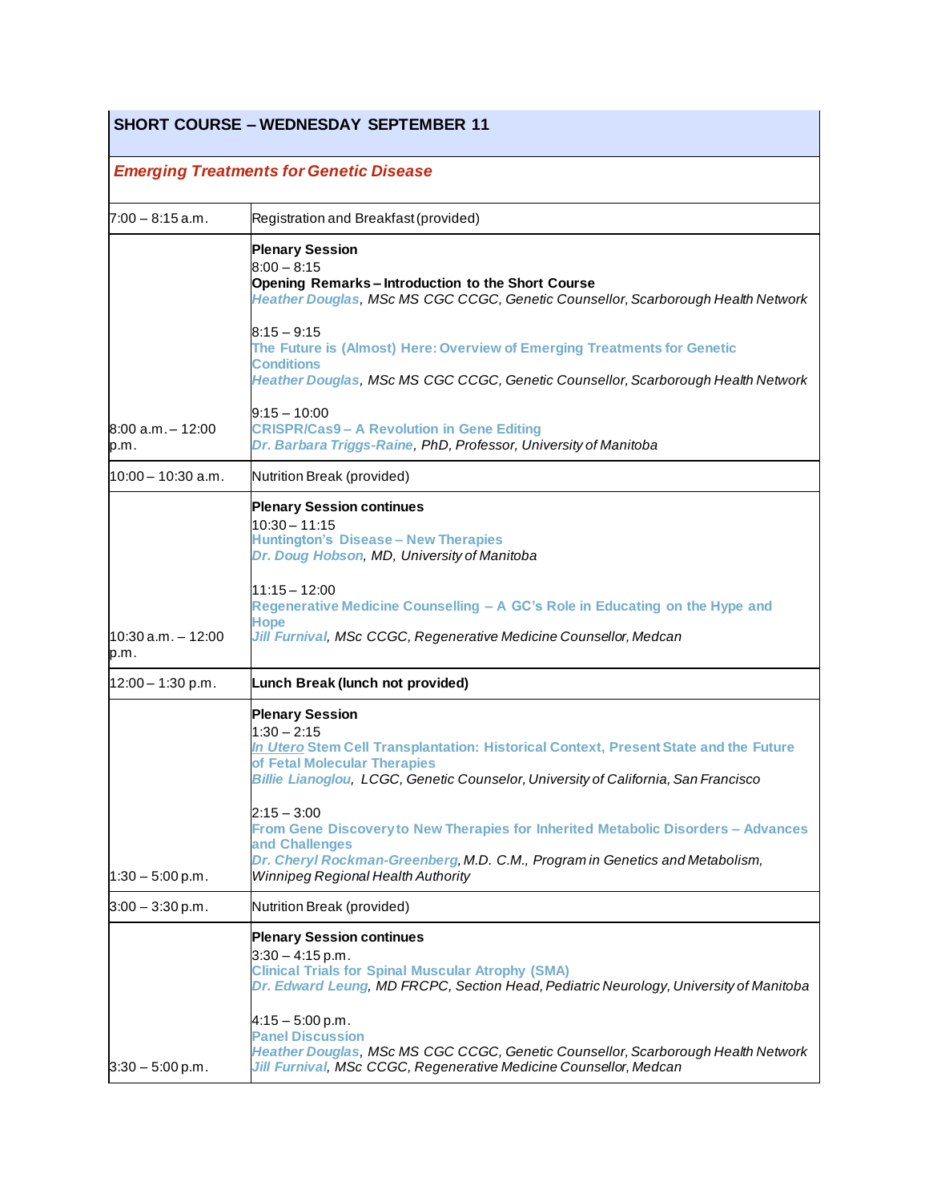| SHORT COURSE – WEDNESDAY SEPTEMBER 11 | |
|---|---|
| ***Emerging Treatments for Genetic Disease*** | |
| 7:00 – 8:15 a.m. | Registration and Breakfast (provided) |
| 8:00 a.m. – 12:00 p.m. | **Plenary Session**<br>8:00 – 8:15<br>**Opening Remarks – Introduction to the Short Course**<br>***Heather Douglas****, MSc MS CGC CCGC, Genetic Counsellor, Scarborough Health Network*<br><br>8:15 – 9:15<br>**The Future is (Almost) Here: Overview of Emerging Treatments for Genetic Conditions**<br>***Heather Douglas****, MSc MS CGC CCGC, Genetic Counsellor, Scarborough Health Network*<br><br>9:15 – 10:00<br>**CRISPR/Cas9 – A Revolution in Gene Editing**<br>***Dr. Barbara Triggs-Raine****, PhD, Professor, University of Manitoba* |
| 10:00 – 10:30 a.m. | Nutrition Break (provided) |
| 10:30 a.m. – 12:00 p.m. | **Plenary Session continues**<br>10:30 – 11:15<br>**Huntington's Disease – New Therapies**<br>***Dr. Doug Hobson****, MD, University of Manitoba*<br><br>11:15 – 12:00<br>**Regenerative Medicine Counselling – A GC's Role in Educating on the Hype and Hope**<br>***Jill Furnival****, MSc CCGC, Regenerative Medicine Counsellor, Medcan* |
| 12:00 – 1:30 p.m. | **Lunch Break (lunch not provided)** |
| 1:30 – 5:00 p.m. | **Plenary Session**<br>1:30 – 2:15<br>***In Utero*** **Stem Cell Transplantation: Historical Context, Present State and the Future of Fetal Molecular Therapies**<br>***Billie Lianoglou****, LCGC, Genetic Counselor, University of California, San Francisco*<br><br>2:15 – 3:00<br>**From Gene Discovery to New Therapies for Inherited Metabolic Disorders – Advances and Challenges**<br>***Dr. Cheryl Rockman-Greenberg****, M.D. C.M., Program in Genetics and Metabolism, Winnipeg Regional Health Authority* |
| 3:00 – 3:30 p.m. | Nutrition Break (provided) |
| 3:30 – 5:00 p.m. | **Plenary Session continues**<br>3:30 – 4:15 p.m.<br>**Clinical Trials for Spinal Muscular Atrophy (SMA)**<br>***Dr. Edward Leung****, MD FRCPC, Section Head, Pediatric Neurology, University of Manitoba*<br><br>4:15 – 5:00 p.m.<br>**Panel Discussion**<br>***Heather Douglas****, MSc MS CGC CCGC, Genetic Counsellor, Scarborough Health Network*<br>***Jill Furnival****, MSc CCGC, Regenerative Medicine Counsellor, Medcan* |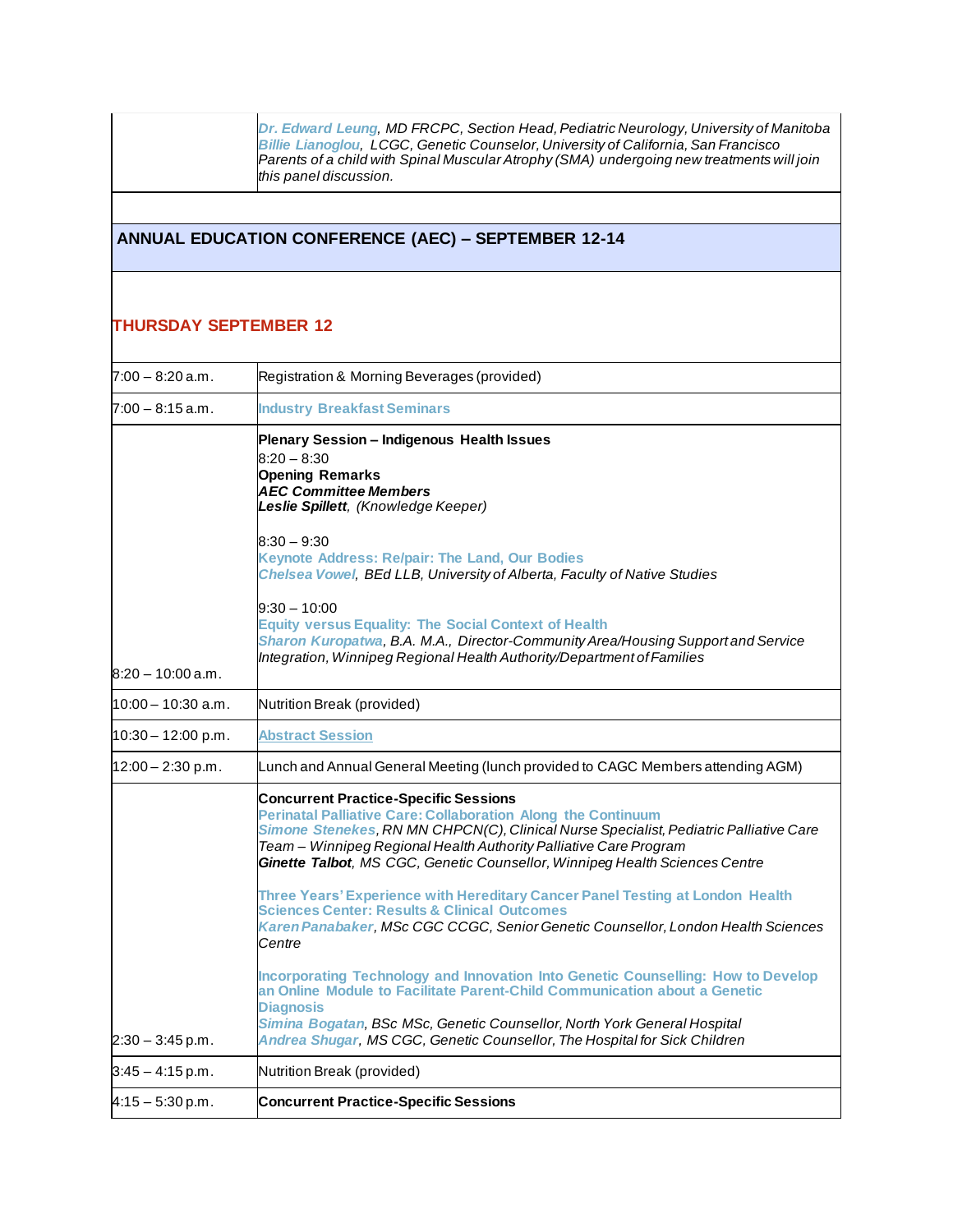| | |
|---|---|
| | ***Dr. Edward Leung**, MD FRCPC, Section Head, Pediatric Neurology, University of Manitoba*<br>***Billie Lianoglou**, LCGC, Genetic Counselor, University of California, San Francisco*<br>*Parents of a child with Spinal Muscular Atrophy (SMA) undergoing new treatments will join this panel discussion.* |

## ANNUAL EDUCATION CONFERENCE (AEC) – SEPTEMBER 12-14

### THURSDAY SEPTEMBER 12

| | |
|---|---|
| 7:00 – 8:20 a.m. | Registration & Morning Beverages (provided) |
| 7:00 – 8:15 a.m. | **Industry Breakfast Seminars** |
| 8:20 – 10:00 a.m. | **Plenary Session – Indigenous Health Issues**<br>8:20 – 8:30<br>**Opening Remarks**<br>***AEC Committee Members***<br>***Leslie Spillett**, (Knowledge Keeper)*<br><br>8:30 – 9:30<br>**Keynote Address: Re/pair: The Land, Our Bodies**<br>***Chelsea Vowel**, BEd LLB, University of Alberta, Faculty of Native Studies*<br><br>9:30 – 10:00<br>**Equity versus Equality: The Social Context of Health**<br>***Sharon Kuropatwa**, B.A. M.A., Director-Community Area/Housing Support and Service Integration, Winnipeg Regional Health Authority/Department of Families* |
| 10:00 – 10:30 a.m. | Nutrition Break (provided) |
| 10:30 – 12:00 p.m. | **Abstract Session** |
| 12:00 – 2:30 p.m. | Lunch and Annual General Meeting (lunch provided to CAGC Members attending AGM) |
| 2:30 – 3:45 p.m. | **Concurrent Practice-Specific Sessions**<br>**Perinatal Palliative Care: Collaboration Along the Continuum**<br>***Simone Stenekes**, RN MN CHPCN(C), Clinical Nurse Specialist, Pediatric Palliative Care Team – Winnipeg Regional Health Authority Palliative Care Program*<br>***Ginette Talbot**, MS CGC, Genetic Counsellor, Winnipeg Health Sciences Centre*<br><br>**Three Years' Experience with Hereditary Cancer Panel Testing at London Health Sciences Center: Results & Clinical Outcomes**<br>***Karen Panabaker**, MSc CGC CCGC, Senior Genetic Counsellor, London Health Sciences Centre*<br><br>**Incorporating Technology and Innovation Into Genetic Counselling: How to Develop an Online Module to Facilitate Parent-Child Communication about a Genetic Diagnosis**<br>***Simina Bogatan**, BSc MSc, Genetic Counsellor, North York General Hospital*<br>***Andrea Shugar**, MS CGC, Genetic Counsellor, The Hospital for Sick Children* |
| 3:45 – 4:15 p.m. | Nutrition Break (provided) |
| 4:15 – 5:30 p.m. | **Concurrent Practice-Specific Sessions** |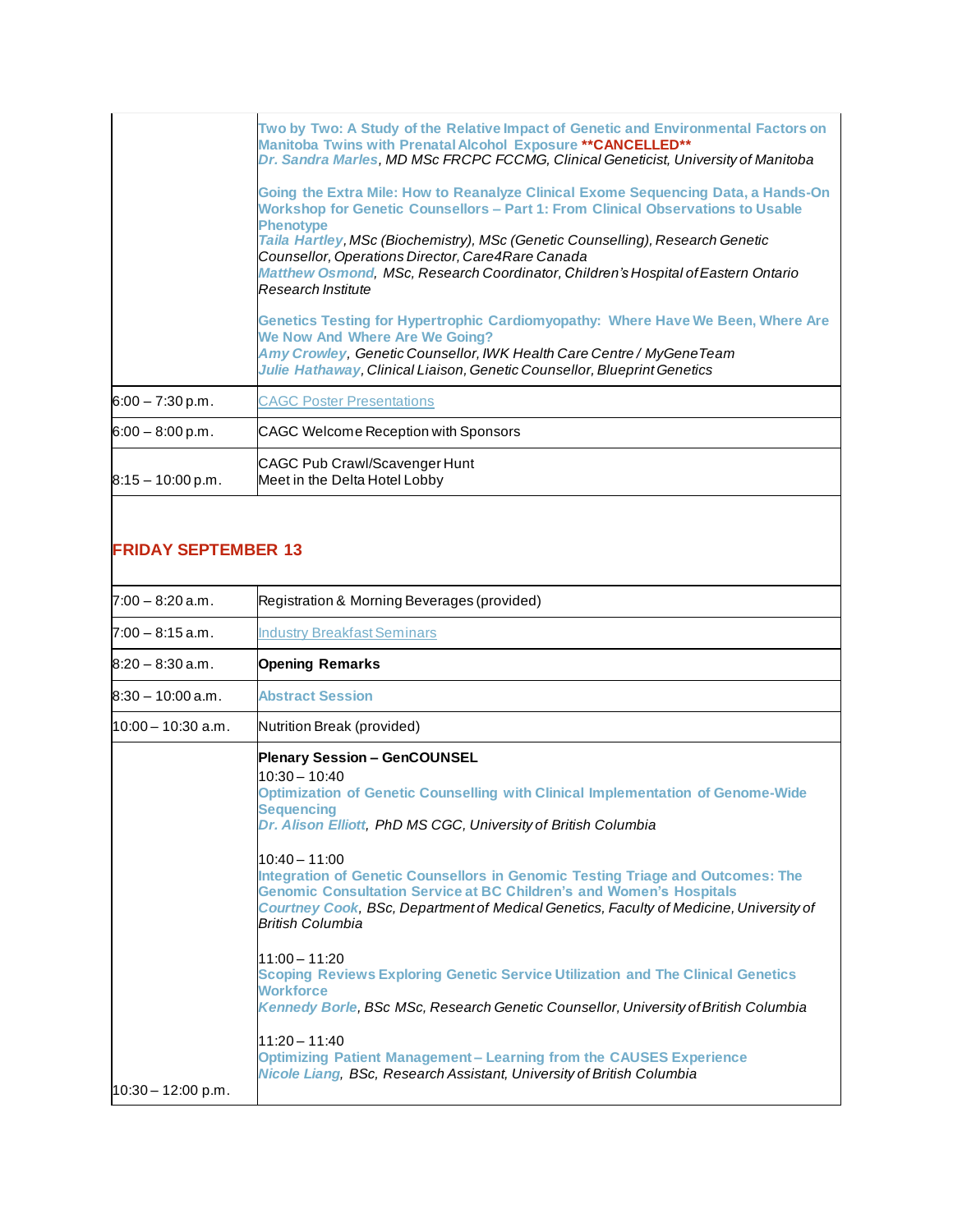| | |
|---|---|
| | **Two by Two: A Study of the Relative Impact of Genetic and Environmental Factors on Manitoba Twins with Prenatal Alcohol Exposure** **\*\*CANCELLED\*\***<br>***Dr. Sandra Marles***, *MD MSc FRCPC FCCMG, Clinical Geneticist, University of Manitoba*<br><br>**Going the Extra Mile: How to Reanalyze Clinical Exome Sequencing Data, a Hands-On Workshop for Genetic Counsellors – Part 1: From Clinical Observations to Usable Phenotype**<br>***Taila Hartley***, *MSc (Biochemistry), MSc (Genetic Counselling), Research Genetic Counsellor, Operations Director, Care4Rare Canada*<br>***Matthew Osmond***, *MSc, Research Coordinator, Children's Hospital of Eastern Ontario Research Institute*<br><br>**Genetics Testing for Hypertrophic Cardiomyopathy: Where Have We Been, Where Are We Now And Where Are We Going?**<br>***Amy Crowley***, *Genetic Counsellor, IWK Health Care Centre / MyGeneTeam*<br>***Julie Hathaway***, *Clinical Liaison, Genetic Counsellor, Blueprint Genetics* |
| 6:00 – 7:30 p.m. | CAGC Poster Presentations |
| 6:00 – 8:00 p.m. | CAGC Welcome Reception with Sponsors |
| 8:15 – 10:00 p.m. | CAGC Pub Crawl/Scavenger Hunt<br>Meet in the Delta Hotel Lobby |

## FRIDAY SEPTEMBER 13

| | |
|---|---|
| 7:00 – 8:20 a.m. | Registration & Morning Beverages (provided) |
| 7:00 – 8:15 a.m. | Industry Breakfast Seminars |
| 8:20 – 8:30 a.m. | **Opening Remarks** |
| 8:30 – 10:00 a.m. | **Abstract Session** |
| 10:00 – 10:30 a.m. | Nutrition Break (provided) |
| 10:30 – 12:00 p.m. | **Plenary Session – GenCOUNSEL**<br>10:30 – 10:40<br>**Optimization of Genetic Counselling with Clinical Implementation of Genome-Wide Sequencing**<br>***Dr. Alison Elliott***, *PhD MS CGC, University of British Columbia*<br><br>10:40 – 11:00<br>**Integration of Genetic Counsellors in Genomic Testing Triage and Outcomes: The Genomic Consultation Service at BC Children's and Women's Hospitals**<br>***Courtney Cook***, *BSc, Department of Medical Genetics, Faculty of Medicine, University of British Columbia*<br><br>11:00 – 11:20<br>**Scoping Reviews Exploring Genetic Service Utilization and The Clinical Genetics Workforce**<br>***Kennedy Borle***, *BSc MSc, Research Genetic Counsellor, University of British Columbia*<br><br>11:20 – 11:40<br>**Optimizing Patient Management – Learning from the CAUSES Experience**<br>***Nicole Liang***, *BSc, Research Assistant, University of British Columbia* |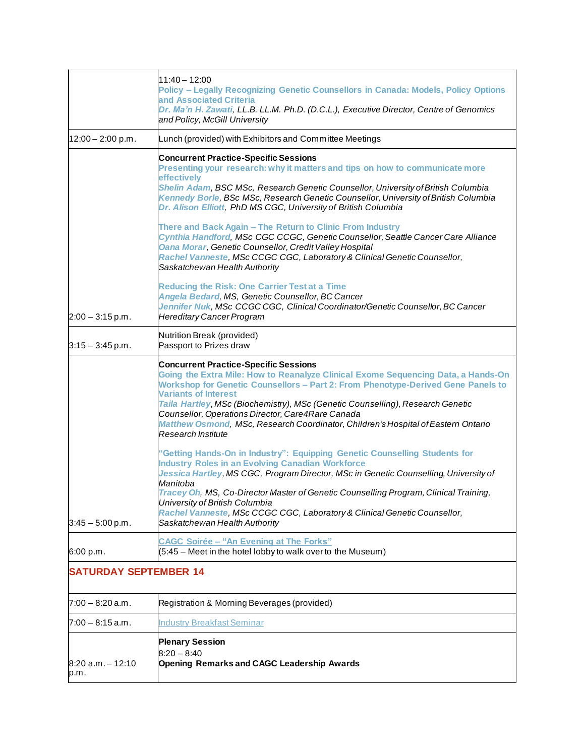| | |
|---|---|
| | 11:40 – 12:00<br>**Policy – Legally Recognizing Genetic Counsellors in Canada: Models, Policy Options and Associated Criteria**<br>***Dr. Ma'n H. Zawati****, LL.B. LL.M. Ph.D. (D.C.L.), Executive Director, Centre of Genomics and Policy, McGill University* |
| 12:00 – 2:00 p.m. | Lunch (provided) with Exhibitors and Committee Meetings |
| 2:00 – 3:15 p.m. | **Concurrent Practice-Specific Sessions**<br>**Presenting your research: why it matters and tips on how to communicate more effectively**<br>***Shelin Adam****, BSC MSc, Research Genetic Counsellor, University of British Columbia*<br>***Kennedy Borle****, BSc MSc, Research Genetic Counsellor, University of British Columbia*<br>***Dr. Alison Elliott****, PhD MS CGC, University of British Columbia*<br><br>**There and Back Again – The Return to Clinic From Industry**<br>***Cynthia Handford****, MSc CGC CCGC, Genetic Counsellor, Seattle Cancer Care Alliance*<br>***Oana Morar****, Genetic Counsellor, Credit Valley Hospital*<br>***Rachel Vanneste****, MSc CCGC CGC, Laboratory & Clinical Genetic Counsellor, Saskatchewan Health Authority*<br><br>**Reducing the Risk: One Carrier Test at a Time**<br>***Angela Bedard****, MS, Genetic Counsellor, BC Cancer*<br>***Jennifer Nuk****, MSc CCGC CGC, Clinical Coordinator/Genetic Counsellor, BC Cancer Hereditary Cancer Program* |
| 3:15 – 3:45 p.m. | Nutrition Break (provided)<br>Passport to Prizes draw |
| 3:45 – 5:00 p.m. | **Concurrent Practice-Specific Sessions**<br>**Going the Extra Mile: How to Reanalyze Clinical Exome Sequencing Data, a Hands-On Workshop for Genetic Counsellors – Part 2: From Phenotype-Derived Gene Panels to Variants of Interest**<br>***Taila Hartley****, MSc (Biochemistry), MSc (Genetic Counselling), Research Genetic Counsellor, Operations Director, Care4Rare Canada*<br>***Matthew Osmond****, MSc, Research Coordinator, Children's Hospital of Eastern Ontario Research Institute*<br><br>**"Getting Hands-On in Industry": Equipping Genetic Counselling Students for Industry Roles in an Evolving Canadian Workforce**<br>***Jessica Hartley****, MS CGC, Program Director, MSc in Genetic Counselling, University of Manitoba*<br>***Tracey Oh****, MS, Co-Director Master of Genetic Counselling Program, Clinical Training, University of British Columbia*<br>***Rachel Vanneste****, MSc CCGC CGC, Laboratory & Clinical Genetic Counsellor, Saskatchewan Health Authority* |
| 6:00 p.m. | **CAGC Soirée – "An Evening at The Forks"**<br>(5:45 – Meet in the hotel lobby to walk over to the Museum) |
| **SATURDAY SEPTEMBER 14** | |
| 7:00 – 8:20 a.m. | Registration & Morning Beverages (provided) |
| 7:00 – 8:15 a.m. | Industry Breakfast Seminar |
| 8:20 a.m. – 12:10 p.m. | **Plenary Session**<br>8:20 – 8:40<br>**Opening Remarks and CAGC Leadership Awards** |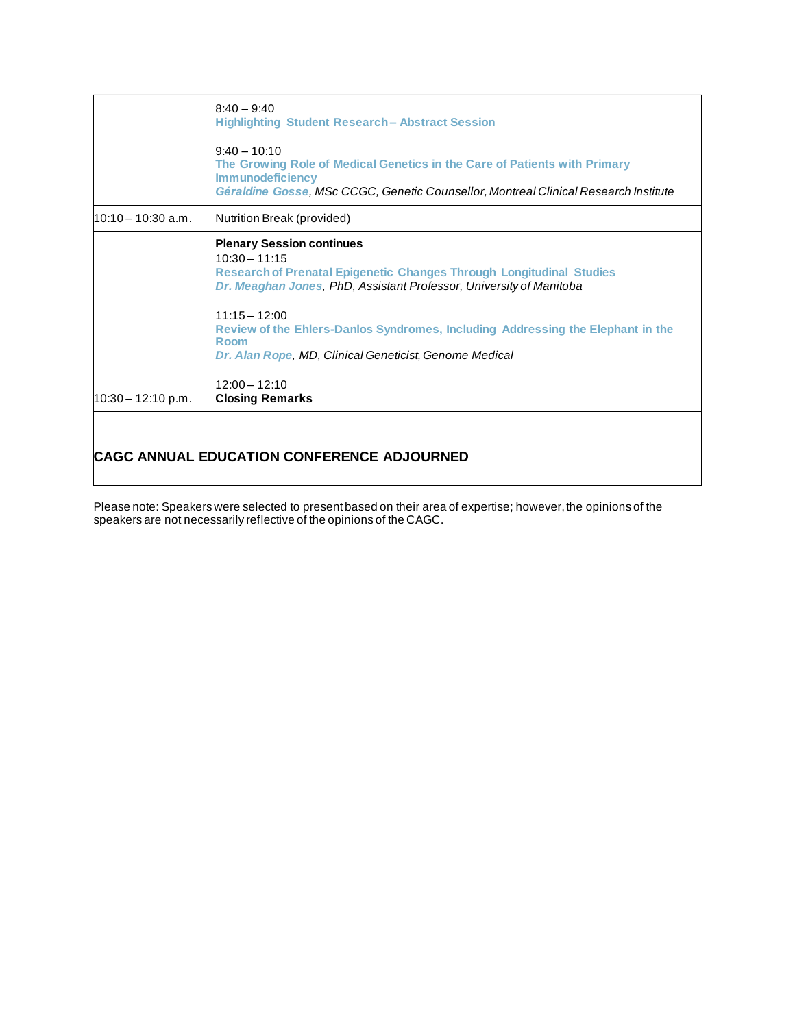| | |
|---|---|
| | 8:40 – 9:40<br>**Highlighting Student Research – Abstract Session**<br><br>9:40 – 10:10<br>**The Growing Role of Medical Genetics in the Care of Patients with Primary Immunodeficiency**<br>***Géraldine Gosse****, MSc CCGC, Genetic Counsellor, Montreal Clinical Research Institute* |
| 10:10 – 10:30 a.m. | Nutrition Break (provided) |
| 10:30 – 12:10 p.m. | **Plenary Session continues**<br>10:30 – 11:15<br>**Research of Prenatal Epigenetic Changes Through Longitudinal Studies**<br>***Dr. Meaghan Jones****, PhD, Assistant Professor, University of Manitoba*<br><br>11:15 – 12:00<br>**Review of the Ehlers-Danlos Syndromes, Including Addressing the Elephant in the Room**<br>***Dr. Alan Rope****, MD, Clinical Geneticist, Genome Medical*<br><br>12:00 – 12:10<br>**Closing Remarks** |

**CAGC ANNUAL EDUCATION CONFERENCE ADJOURNED**

Please note: Speakers were selected to present based on their area of expertise; however, the opinions of the speakers are not necessarily reflective of the opinions of the CAGC.